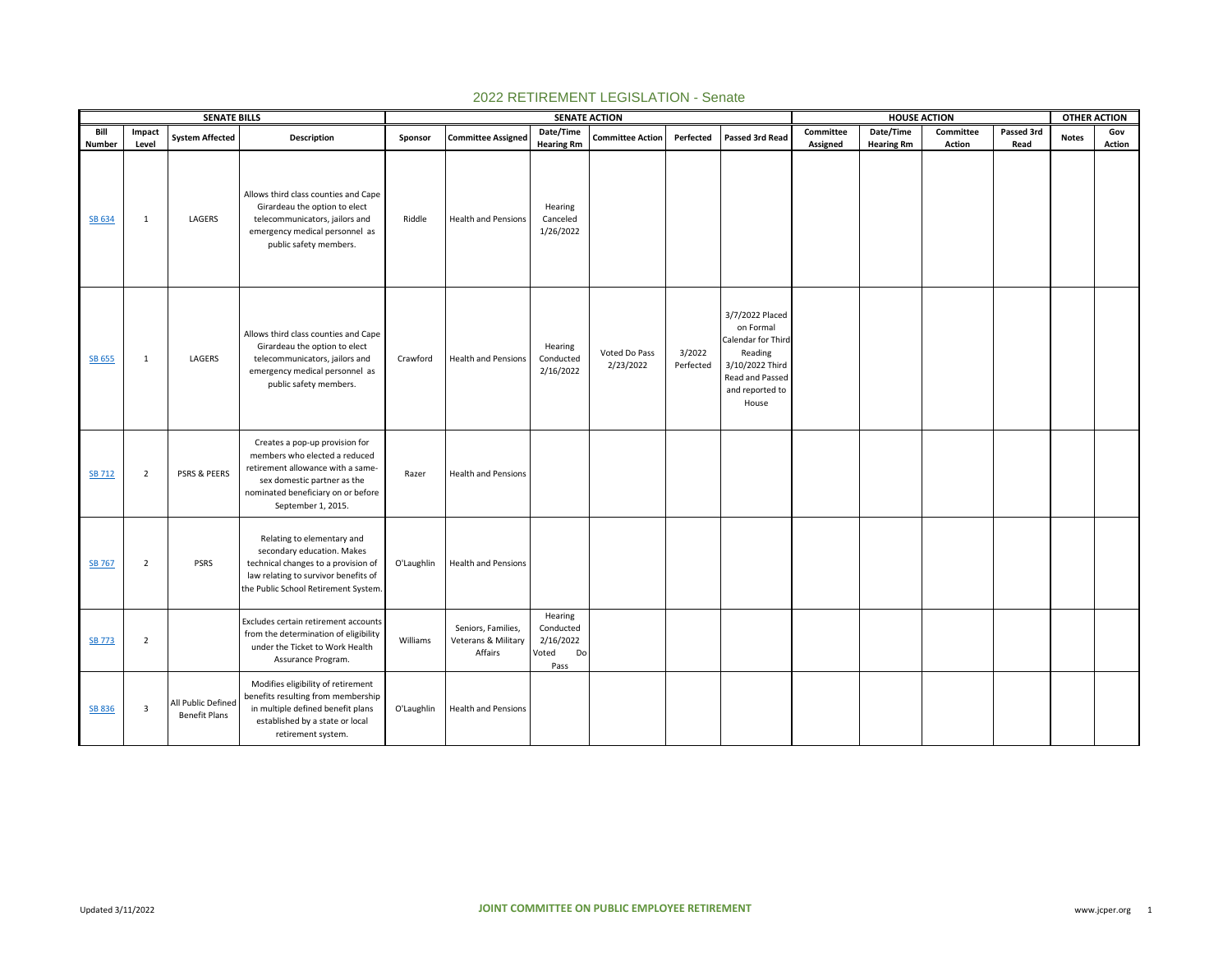# 2022 RETIREMENT LEGISLATION - Senate

| SENATE BILLS | | | | SENATE ACTION | | | | | | HOUSE ACTION | | | | OTHER ACTION | |
|---|---|---|---|---|---|---|---|---|---|---|---|---|---|---|---|
| Bill Number | Impact Level | System Affected | Description | Sponsor | Committee Assigned | Date/Time Hearing Rm | Committee Action | Perfected | Passed 3rd Read | Committee Assigned | Date/Time Hearing Rm | Committee Action | Passed 3rd Read | Notes | Gov Action |
| SB 634 | 1 | LAGERS | Allows third class counties and Cape Girardeau the option to elect telecommunicators, jailors and emergency medical personnel as public safety members. | Riddle | Health and Pensions | Hearing Canceled 1/26/2022 | | | | | | | | | |
| SB 655 | 1 | LAGERS | Allows third class counties and Cape Girardeau the option to elect telecommunicators, jailors and emergency medical personnel as public safety members. | Crawford | Health and Pensions | Hearing Conducted 2/16/2022 | Voted Do Pass 2/23/2022 | 3/2022 Perfected | 3/7/2022 Placed on Formal Calendar for Third Reading 3/10/2022 Third Read and Passed and reported to House | | | | | | |
| SB 712 | 2 | PSRS & PEERS | Creates a pop-up provision for members who elected a reduced retirement allowance with a same-sex domestic partner as the nominated beneficiary on or before September 1, 2015. | Razer | Health and Pensions | | | | | | | | | | |
| SB 767 | 2 | PSRS | Relating to elementary and secondary education. Makes technical changes to a provision of law relating to survivor benefits of the Public School Retirement System. | O'Laughlin | Health and Pensions | | | | | | | | | | |
| SB 773 | 2 | | Excludes certain retirement accounts from the determination of eligibility under the Ticket to Work Health Assurance Program. | Williams | Seniors, Families, Veterans & Military Affairs | Hearing Conducted 2/16/2022 Voted Do Pass | | | | | | | | | |
| SB 836 | 3 | All Public Defined Benefit Plans | Modifies eligibility of retirement benefits resulting from membership in multiple defined benefit plans established by a state or local retirement system. | O'Laughlin | Health and Pensions | | | | | | | | | | |

Updated 3/11/2022 JOINT COMMITTEE ON PUBLIC EMPLOYEE RETIREMENT www.jcper.org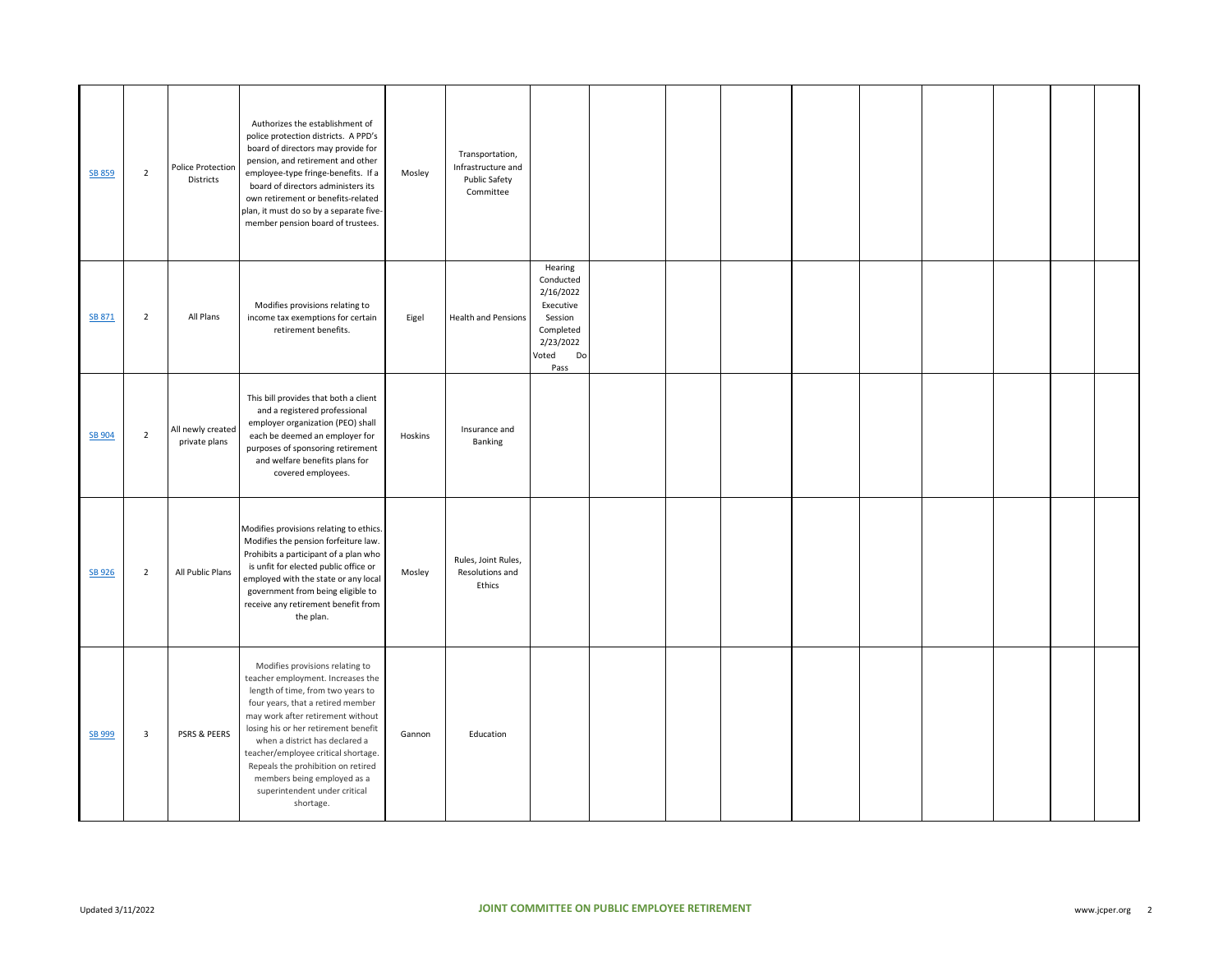| | | | | | | | | | | | | | | | |
|---|---|---|---|---|---|---|---|---|---|---|---|---|---|---|---|
| SB 859 | 2 | Police Protection Districts | Authorizes the establishment of police protection districts. A PPD's board of directors may provide for pension, and retirement and other employee-type fringe-benefits. If a board of directors administers its own retirement or benefits-related plan, it must do so by a separate five-member pension board of trustees. | Mosley | Transportation, Infrastructure and Public Safety Committee | | | | | | | | | | |
| SB 871 | 2 | All Plans | Modifies provisions relating to income tax exemptions for certain retirement benefits. | Eigel | Health and Pensions | Hearing Conducted 2/16/2022 Executive Session Completed 2/23/2022 Voted Do Pass | | | | | | | | | |
| SB 904 | 2 | All newly created private plans | This bill provides that both a client and a registered professional employer organization (PEO) shall each be deemed an employer for purposes of sponsoring retirement and welfare benefits plans for covered employees. | Hoskins | Insurance and Banking | | | | | | | | | | |
| SB 926 | 2 | All Public Plans | Modifies provisions relating to ethics. Modifies the pension forfeiture law. Prohibits a participant of a plan who is unfit for elected public office or employed with the state or any local government from being eligible to receive any retirement benefit from the plan. | Mosley | Rules, Joint Rules, Resolutions and Ethics | | | | | | | | | | |
| SB 999 | 3 | PSRS & PEERS | Modifies provisions relating to teacher employment. Increases the length of time, from two years to four years, that a retired member may work after retirement without losing his or her retirement benefit when a district has declared a teacher/employee critical shortage. Repeals the prohibition on retired members being employed as a superintendent under critical shortage. | Gannon | Education | | | | | | | | | | |

Updated 3/11/2022

JOINT COMMITTEE ON PUBLIC EMPLOYEE RETIREMENT

www.jcper.org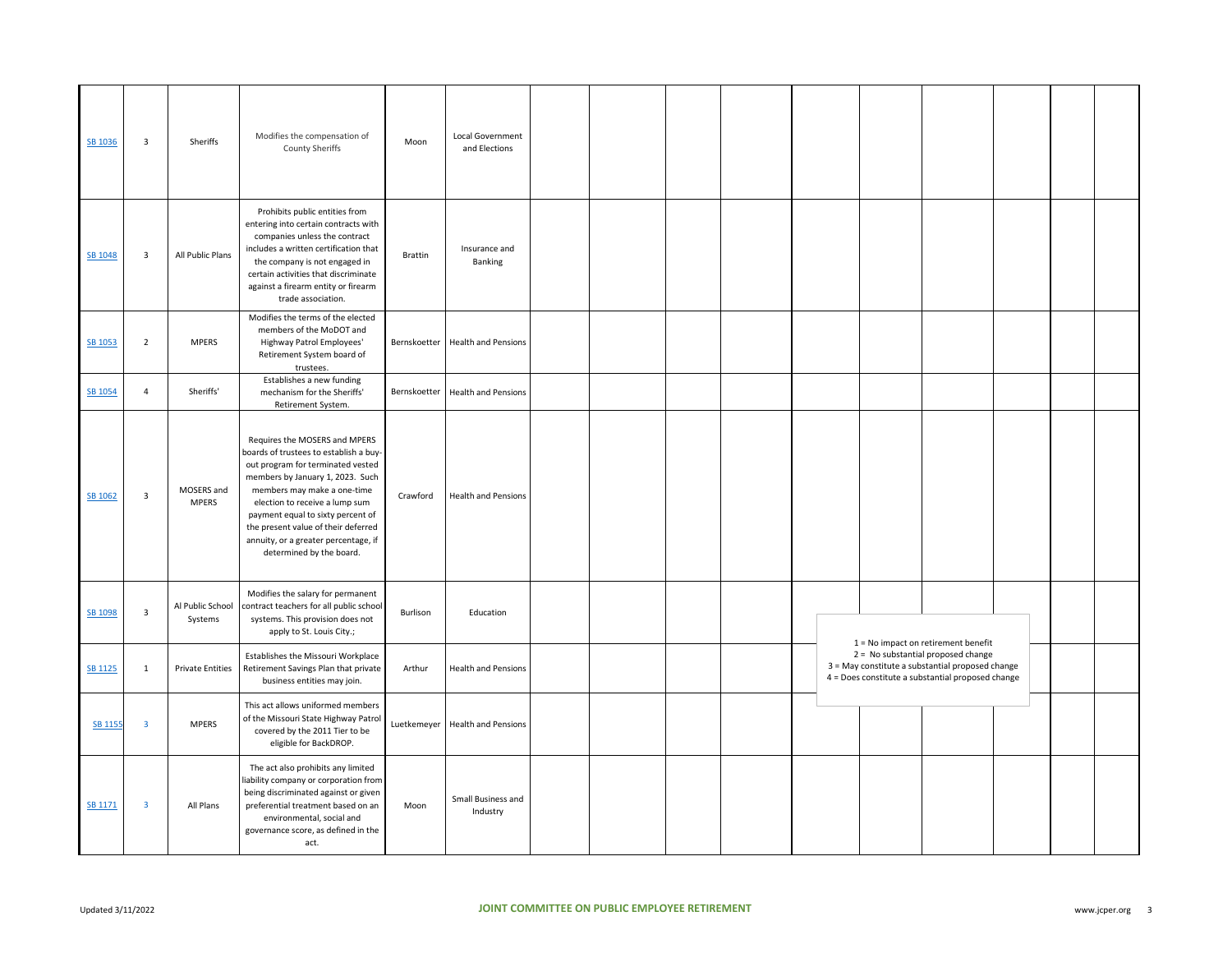| | | | | | | | | | | | | | | | |
|---|---|---|---|---|---|---|---|---|---|---|---|---|---|---|---|
| SB 1036 | 3 | Sheriffs | Modifies the compensation of County Sheriffs | Moon | Local Government and Elections | | | | | | | | | | |
| SB 1048 | 3 | All Public Plans | Prohibits public entities from entering into certain contracts with companies unless the contract includes a written certification that the company is not engaged in certain activities that discriminate against a firearm entity or firearm trade association. | Brattin | Insurance and Banking | | | | | | | | | | |
| SB 1053 | 2 | MPERS | Modifies the terms of the elected members of the MoDOT and Highway Patrol Employees' Retirement System board of trustees. | Bernskoetter | Health and Pensions | | | | | | | | | | |
| SB 1054 | 4 | Sheriffs' | Establishes a new funding mechanism for the Sheriffs' Retirement System. | Bernskoetter | Health and Pensions | | | | | | | | | | |
| SB 1062 | 3 | MOSERS and MPERS | Requires the MOSERS and MPERS boards of trustees to establish a buy-out program for terminated vested members by January 1, 2023. Such members may make a one-time election to receive a lump sum payment equal to sixty percent of the present value of their deferred annuity, or a greater percentage, if determined by the board. | Crawford | Health and Pensions | | | | | | | | | | |
| SB 1098 | 3 | Al Public School Systems | Modifies the salary for permanent contract teachers for all public school systems. This provision does not apply to St. Louis City.; | Burlison | Education | | | | | | | | | | |
| SB 1125 | 1 | Private Entities | Establishes the Missouri Workplace Retirement Savings Plan that private business entities may join. | Arthur | Health and Pensions | | | | | | | | | | |
| SB 1155 | 3 | MPERS | This act allows uniformed members of the Missouri State Highway Patrol covered by the 2011 Tier to be eligible for BackDROP. | Luetkemeyer | Health and Pensions | | | | | | | | | | |
| SB 1171 | 3 | All Plans | The act also prohibits any limited liability company or corporation from being discriminated against or given preferential treatment based on an environmental, social and governance score, as defined in the act. | Moon | Small Business and Industry | | | | | | | | | | |

1 = No impact on retirement benefit
2 = No substantial proposed change
3 = May constitute a substantial proposed change
4 = Does constitute a substantial proposed change

Updated 3/11/2022

**JOINT COMMITTEE ON PUBLIC EMPLOYEE RETIREMENT**

www.jcper.org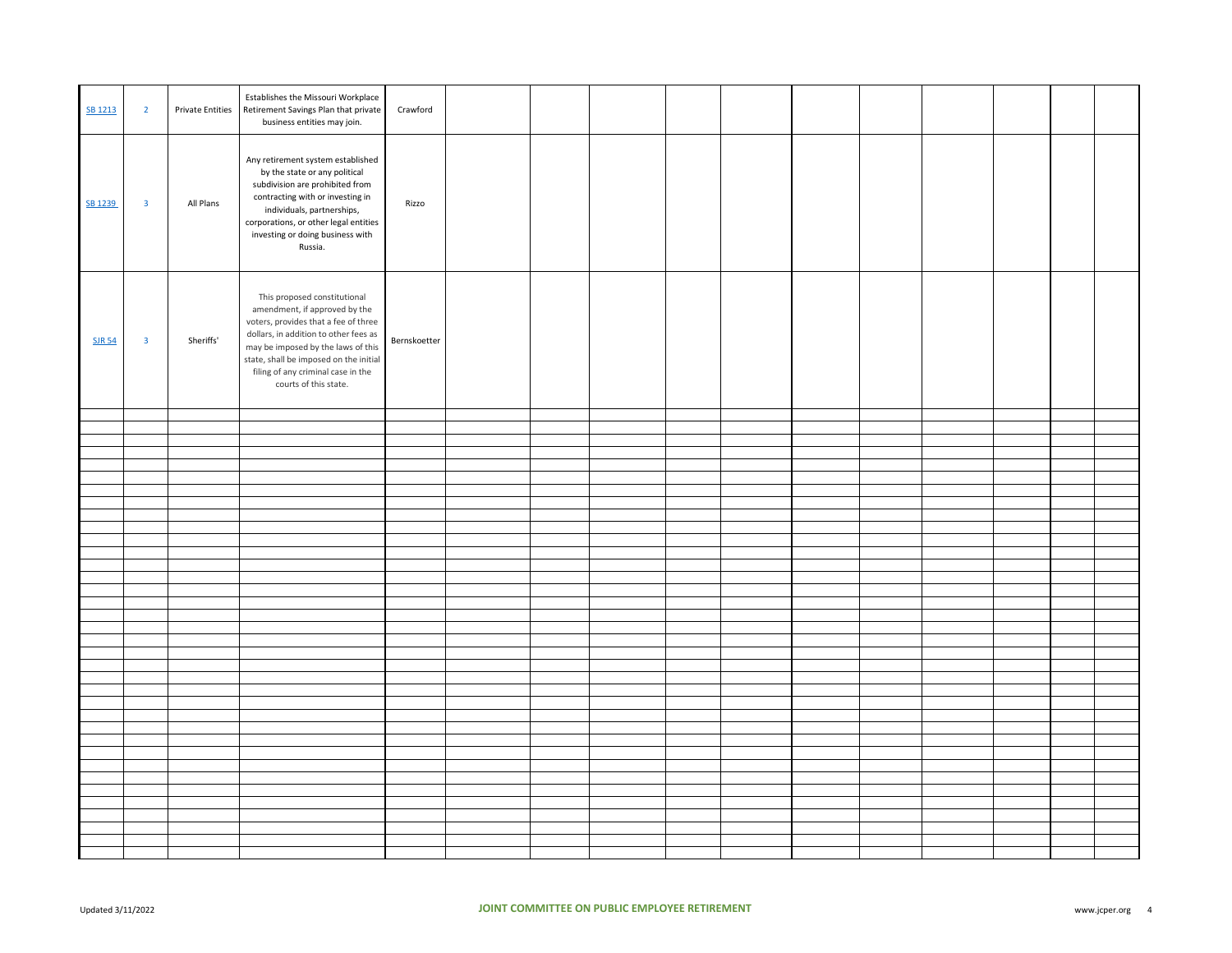| | | | | | | | | | | | | | | | |
|---|---|---|---|---|---|---|---|---|---|---|---|---|---|---|---|
| SB 1213 | 2 | Private Entities | Establishes the Missouri Workplace Retirement Savings Plan that private business entities may join. | Crawford | | | | | | | | | | | |
| SB 1239 | 3 | All Plans | Any retirement system established by the state or any political subdivision are prohibited from contracting with or investing in individuals, partnerships, corporations, or other legal entities investing or doing business with Russia. | Rizzo | | | | | | | | | | | |
| SJR 54 | 3 | Sheriffs' | This proposed constitutional amendment, if approved by the voters, provides that a fee of three dollars, in addition to other fees as may be imposed by the laws of this state, shall be imposed on the initial filing of any criminal case in the courts of this state. | Bernskoetter | | | | | | | | | | | |

Updated 3/11/2022

JOINT COMMITTEE ON PUBLIC EMPLOYEE RETIREMENT

www.jcper.org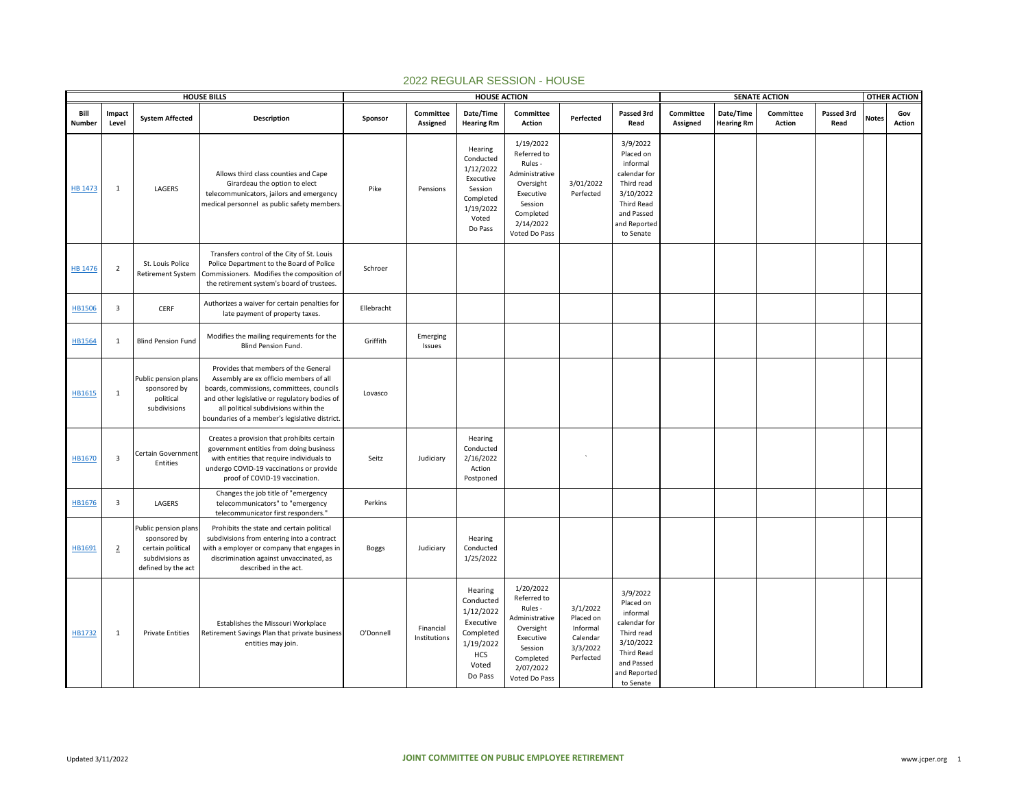# 2022 REGULAR SESSION - HOUSE

| HOUSE BILLS | | | | HOUSE ACTION | | | | | | SENATE ACTION | | | | OTHER ACTION | |
|---|---|---|---|---|---|---|---|---|---|---|---|---|---|---|---|
| Bill Number | Impact Level | System Affected | Description | Sponsor | Committee Assigned | Date/Time Hearing Rm | Committee Action | Perfected | Passed 3rd Read | Committee Assigned | Date/Time Hearing Rm | Committee Action | Passed 3rd Read | Notes | Gov Action |
| HB 1473 | 1 | LAGERS | Allows third class counties and Cape Girardeau the option to elect telecommunicators, jailors and emergency medical personnel as public safety members. | Pike | Pensions | Hearing Conducted 1/12/2022 Executive Session Completed 1/19/2022 Voted Do Pass | 1/19/2022 Referred to Rules - Administrative Oversight Executive Session Completed 2/14/2022 Voted Do Pass | 3/01/2022 Perfected | 3/9/2022 Placed on informal calendar for Third read 3/10/2022 Third Read and Passed and Reported to Senate | | | | | | |
| HB 1476 | 2 | St. Louis Police Retirement System | Transfers control of the City of St. Louis Police Department to the Board of Police Commissioners. Modifies the composition of the retirement system's board of trustees. | Schroer | | | | | | | | | | | |
| HB1506 | 3 | CERF | Authorizes a waiver for certain penalties for late payment of property taxes. | Ellebracht | | | | | | | | | | | |
| HB1564 | 1 | Blind Pension Fund | Modifies the mailing requirements for the Blind Pension Fund. | Griffith | Emerging Issues | | | | | | | | | | |
| HB1615 | 1 | Public pension plans sponsored by political subdivisions | Provides that members of the General Assembly are ex officio members of all boards, commissions, committees, councils and other legislative or regulatory bodies of all political subdivisions within the boundaries of a member's legislative district. | Lovasco | | | | | | | | | | | |
| HB1670 | 3 | Certain Government Entities | Creates a provision that prohibits certain government entities from doing business with entities that require individuals to undergo COVID-19 vaccinations or provide proof of COVID-19 vaccination. | Seitz | Judiciary | Hearing Conducted 2/16/2022 Action Postponed | | ` | | | | | | | |
| HB1676 | 3 | LAGERS | Changes the job title of "emergency telecommunicators" to "emergency telecommunicator first responders." | Perkins | | | | | | | | | | | |
| HB1691 | 2 | Public pension plans sponsored by certain political subdivisions as defined by the act | Prohibits the state and certain political subdivisions from entering into a contract with a employer or company that engages in discrimination against unvaccinated, as described in the act. | Boggs | Judiciary | Hearing Conducted 1/25/2022 | | | | | | | | | |
| HB1732 | 1 | Private Entities | Establishes the Missouri Workplace Retirement Savings Plan that private business entities may join. | O'Donnell | Financial Institutions | Hearing Conducted 1/12/2022 Executive Completed 1/19/2022 HCS Voted Do Pass | 1/20/2022 Referred to Rules - Administrative Oversight Executive Session Completed 2/07/2022 Voted Do Pass | 3/1/2022 Placed on Informal Calendar 3/3/2022 Perfected | 3/9/2022 Placed on informal calendar for Third read 3/10/2022 Third Read and Passed and Reported to Senate | | | | | | |

Updated 3/11/2022

**JOINT COMMITTEE ON PUBLIC EMPLOYEE RETIREMENT**

www.jcper.org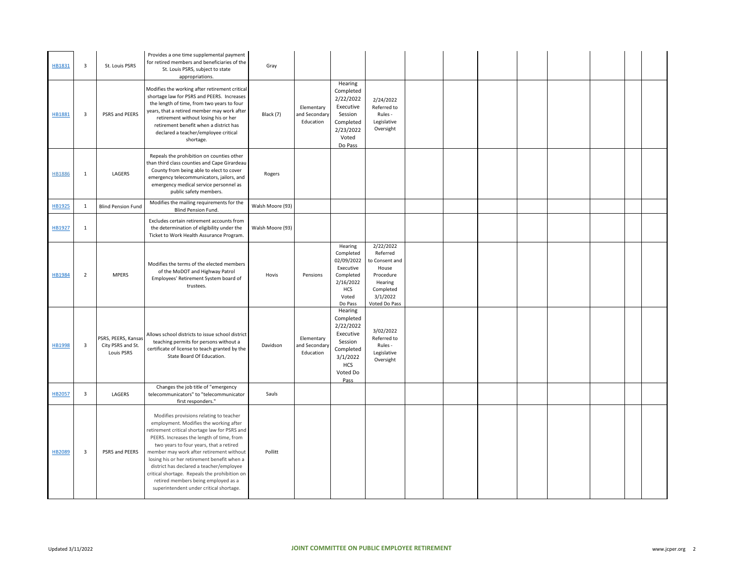| | | | | | | | | | | | | | | | | |
|---|---|---|---|---|---|---|---|---|---|---|---|---|---|---|---|---|
| HB1831 | 3 | St. Louis PSRS | Provides a one time supplemental payment for retired members and beneficiaries of the St. Louis PSRS, subject to state appropriations. | Gray | | | | | | | | | | | | |
| HB1881 | 3 | PSRS and PEERS | Modifies the working after retirement critical shortage law for PSRS and PEERS. Increases the length of time, from two years to four years, that a retired member may work after retirement without losing his or her retirement benefit when a district has declared a teacher/employee critical shortage. | Black (7) | Elementary and Secondary Education | Hearing Completed 2/22/2022 Executive Session Completed 2/23/2022 Voted Do Pass | 2/24/2022 Referred to Rules - Legislative Oversight | | | | | | | | | |
| HB1886 | 1 | LAGERS | Repeals the prohibition on counties other than third class counties and Cape Girardeau County from being able to elect to cover emergency telecommunicators, jailors, and emergency medical service personnel as public safety members. | Rogers | | | | | | | | | | | | |
| HB1925 | 1 | Blind Pension Fund | Modifies the mailing requirements for the Blind Pension Fund. | Walsh Moore (93) | | | | | | | | | | | | |
| HB1927 | 1 | | Excludes certain retirement accounts from the determination of eligibility under the Ticket to Work Health Assurance Program. | Walsh Moore (93) | | | | | | | | | | | | |
| HB1984 | 2 | MPERS | Modifies the terms of the elected members of the MoDOT and Highway Patrol Employees' Retirement System board of trustees. | Hovis | Pensions | Hearing Completed 02/09/2022 Executive Session Completed 2/16/2022 HCS Voted Do Pass | 2/22/2022 Referred to Consent and House Procedure Hearing Completed 3/1/2022 Voted Do Pass | | | | | | | | | |
| HB1998 | 3 | PSRS, PEERS, Kansas City PSRS and St. Louis PSRS | Allows school districts to issue school district teaching permits for persons without a certificate of license to teach granted by the State Board Of Education. | Davidson | Elementary and Secondary Education | Hearing Completed 2/22/2022 Executive Session Completed 3/1/2022 HCS Voted Do Pass | 3/02/2022 Referred to Rules - Legislative Oversight | | | | | | | | | |
| HB2057 | 3 | LAGERS | Changes the job title of "emergency telecommunicators" to "telecommunicator first responders." | Sauls | | | | | | | | | | | | |
| HB2089 | 3 | PSRS and PEERS | Modifies provisions relating to teacher employment. Modifies the working after retirement critical shortage law for PSRS and PEERS. Increases the length of time, from two years to four years, that a retired member may work after retirement without losing his or her retirement benefit when a district has declared a teacher/employee critical shortage. Repeals the prohibition on retired members being employed as a superintendent under critical shortage. | Pollitt | | | | | | | | | | | | |

Updated 3/11/2022

**JOINT COMMITTEE ON PUBLIC EMPLOYEE RETIREMENT**

www.jcper.org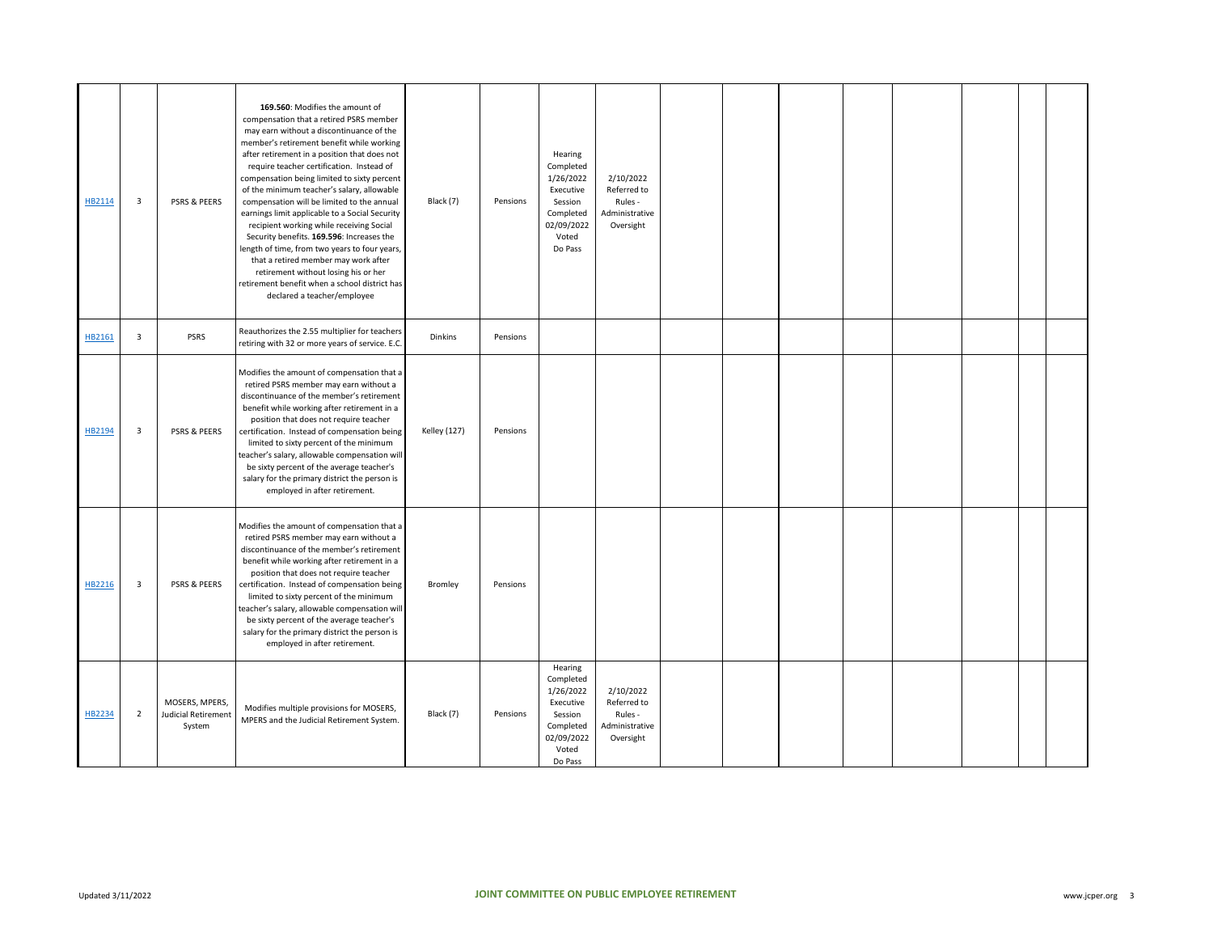| | | | | | | | | | | | | | | | |
|---|---|---|---|---|---|---|---|---|---|---|---|---|---|---|---|
| HB2114 | 3 | PSRS & PEERS | **169.560**: Modifies the amount of compensation that a retired PSRS member may earn without a discontinuance of the member's retirement benefit while working after retirement in a position that does not require teacher certification. Instead of compensation being limited to sixty percent of the minimum teacher's salary, allowable compensation will be limited to the annual earnings limit applicable to a Social Security recipient working while receiving Social Security benefits. **169.596**: Increases the length of time, from two years to four years, that a retired member may work after retirement without losing his or her retirement benefit when a school district has declared a teacher/employee | Black (7) | Pensions | Hearing Completed 1/26/2022 Executive Session Completed 02/09/2022 Voted Do Pass | 2/10/2022 Referred to Rules - Administrative Oversight | | | | | | | | |
| HB2161 | 3 | PSRS | Reauthorizes the 2.55 multiplier for teachers retiring with 32 or more years of service. E.C. | Dinkins | Pensions | | | | | | | | | | |
| HB2194 | 3 | PSRS & PEERS | Modifies the amount of compensation that a retired PSRS member may earn without a discontinuance of the member's retirement benefit while working after retirement in a position that does not require teacher certification. Instead of compensation being limited to sixty percent of the minimum teacher's salary, allowable compensation will be sixty percent of the average teacher's salary for the primary district the person is employed in after retirement. | Kelley (127) | Pensions | | | | | | | | | | |
| HB2216 | 3 | PSRS & PEERS | Modifies the amount of compensation that a retired PSRS member may earn without a discontinuance of the member's retirement benefit while working after retirement in a position that does not require teacher certification. Instead of compensation being limited to sixty percent of the minimum teacher's salary, allowable compensation will be sixty percent of the average teacher's salary for the primary district the person is employed in after retirement. | Bromley | Pensions | | | | | | | | | | |
| HB2234 | 2 | MOSERS, MPERS, Judicial Retirement System | Modifies multiple provisions for MOSERS, MPERS and the Judicial Retirement System. | Black (7) | Pensions | Hearing Completed 1/26/2022 Executive Session Completed 02/09/2022 Voted Do Pass | 2/10/2022 Referred to Rules - Administrative Oversight | | | | | | | | |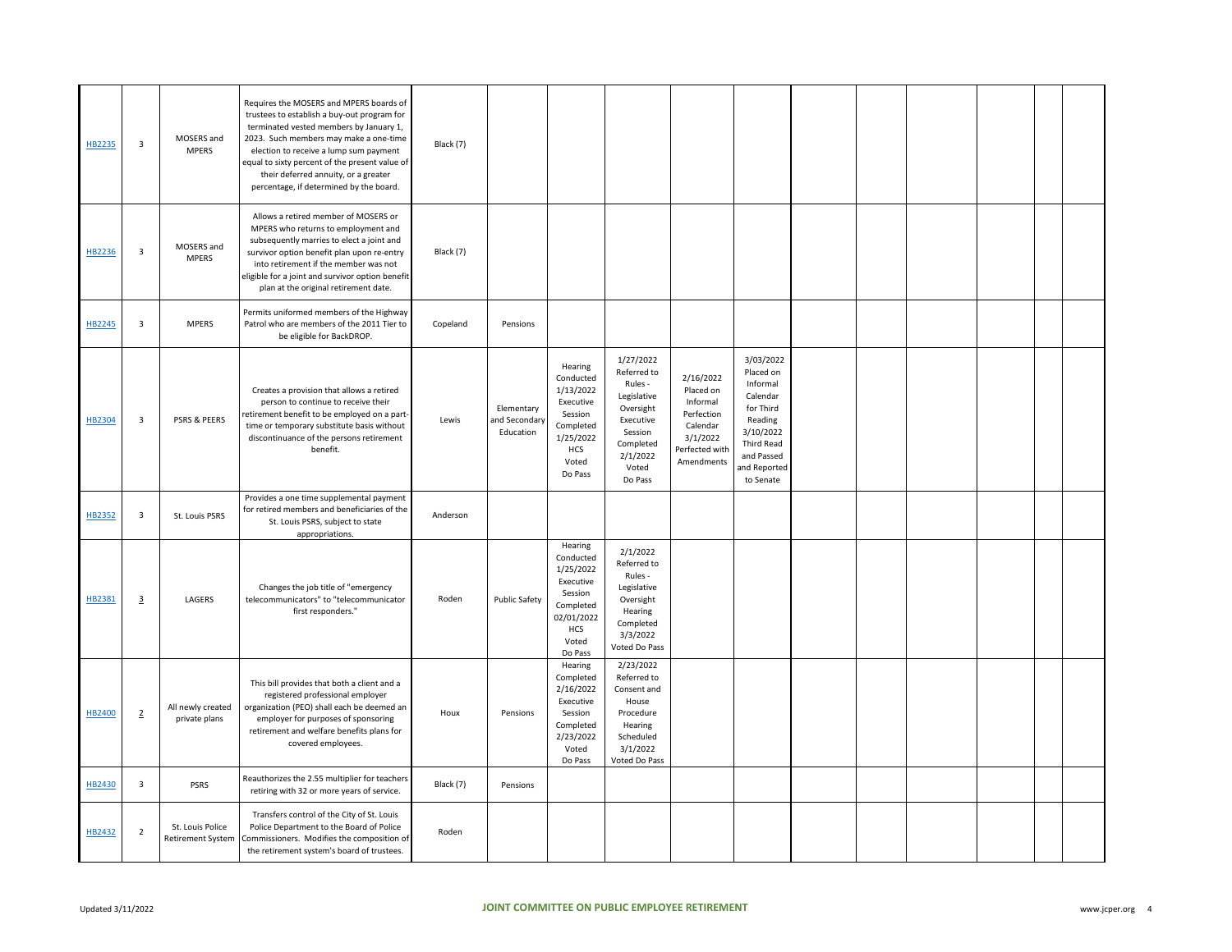| | | | | | | | | | | | | | | | |
|---|---|---|---|---|---|---|---|---|---|---|---|---|---|---|---|
| HB2235 | 3 | MOSERS and MPERS | Requires the MOSERS and MPERS boards of trustees to establish a buy-out program for terminated vested members by January 1, 2023. Such members may make a one-time election to receive a lump sum payment equal to sixty percent of the present value of their deferred annuity, or a greater percentage, if determined by the board. | Black (7) | | | | | | | | | | | |
| HB2236 | 3 | MOSERS and MPERS | Allows a retired member of MOSERS or MPERS who returns to employment and subsequently marries to elect a joint and survivor option benefit plan upon re-entry into retirement if the member was not eligible for a joint and survivor option benefit plan at the original retirement date. | Black (7) | | | | | | | | | | | |
| HB2245 | 3 | MPERS | Permits uniformed members of the Highway Patrol who are members of the 2011 Tier to be eligible for BackDROP. | Copeland | Pensions | | | | | | | | | | |
| HB2304 | 3 | PSRS & PEERS | Creates a provision that allows a retired person to continue to receive their retirement benefit to be employed on a part-time or temporary substitute basis without discontinuance of the persons retirement benefit. | Lewis | Elementary and Secondary Education | Hearing Conducted 1/13/2022 Executive Session Completed 1/25/2022 HCS Voted Do Pass | 1/27/2022 Referred to Rules - Legislative Oversight Executive Session Completed 2/1/2022 Voted Do Pass | 2/16/2022 Placed on Informal Perfection Calendar 3/1/2022 Perfected with Amendments | 3/03/2022 Placed on Informal Calendar for Third Reading 3/10/2022 Third Read and Passed and Reported to Senate | | | | | | |
| HB2352 | 3 | St. Louis PSRS | Provides a one time supplemental payment for retired members and beneficiaries of the St. Louis PSRS, subject to state appropriations. | Anderson | | | | | | | | | | | |
| HB2381 | 3 | LAGERS | Changes the job title of "emergency telecommunicators" to "telecommunicator first responders." | Roden | Public Safety | Hearing Conducted 1/25/2022 Executive Session Completed 02/01/2022 HCS Voted Do Pass | 2/1/2022 Referred to Rules - Legislative Oversight Hearing Completed 3/3/2022 Voted Do Pass | | | | | | | | |
| HB2400 | 2 | All newly created private plans | This bill provides that both a client and a registered professional employer organization (PEO) shall each be deemed an employer for purposes of sponsoring retirement and welfare benefits plans for covered employees. | Houx | Pensions | Hearing Completed 2/16/2022 Executive Session Completed 2/23/2022 Voted Do Pass | 2/23/2022 Referred to Consent and House Procedure Hearing Scheduled 3/1/2022 Voted Do Pass | | | | | | | | |
| HB2430 | 3 | PSRS | Reauthorizes the 2.55 multiplier for teachers retiring with 32 or more years of service. | Black (7) | Pensions | | | | | | | | | | |
| HB2432 | 2 | St. Louis Police Retirement System | Transfers control of the City of St. Louis Police Department to the Board of Police Commissioners. Modifies the composition of the retirement system's board of trustees. | Roden | | | | | | | | | | | |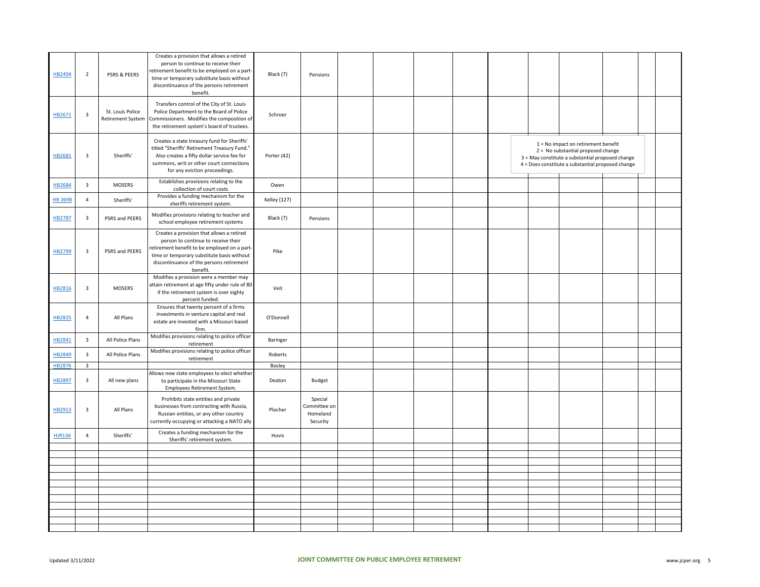| | | | | | | | | | | | | | | | |
|---|---|---|---|---|---|---|---|---|---|---|---|---|---|---|---|
| HB2494 | 2 | PSRS & PEERS | Creates a provision that allows a retired person to continue to receive their retirement benefit to be employed on a part-time or temporary substitute basis without discontinuance of the persons retirement benefit. | Black (7) | Pensions | | | | | | | | | | |
| HB2671 | 3 | St. Louis Police Retirement System | Transfers control of the City of St. Louis Police Department to the Board of Police Commissioners. Modifies the composition of the retirement system's board of trustees. | Schroer | | | | | | | | | | | |
| HB2681 | 3 | Sheriffs' | Creates a state treasury fund for Sheriffs' titled "Sheriffs' Retirement Treasury Fund." Also creates a fifty dollar service fee for summons, writ or other court connections for any eviction proceedings. | Porter (42) | | | | | | | | | | | |
| HB2684 | 3 | MOSERS | Establishes provisions relating to the collection of court costs | Owen | | | | | | | | | | | |
| HB 2698 | 4 | Sheriffs' | Provides a funding mechanism for the sheriffs retirement system. | Kelley (127) | | | | | | | | | | | |
| HB2787 | 3 | PSRS and PEERS | Modifies provisions relating to teacher and school employee retirement systems | Black (7) | Pensions | | | | | | | | | | |
| HB2799 | 3 | PSRS and PEERS | Creates a provision that allows a retired person to continue to receive their retirement benefit to be employed on a part-time or temporary substitute basis without discontinuance of the persons retirement benefit. | Pike | | | | | | | | | | | |
| HB2816 | 3 | MOSERS | Modifies a provision were a member may attain retirement at age fifty under rule of 80 if the retirement system is over eighty percent funded. | Veit | | | | | | | | | | | |
| HB2825 | 4 | All Plans | Ensures that twenty percent of a firms investments in venture capital and real estate are invested with a Missouri based firm. | O'Donnell | | | | | | | | | | | |
| HB2841 | 3 | All Police Plans | Modifies provisions relating to police officer retirement | Baringer | | | | | | | | | | | |
| HB2849 | 3 | All Police Plans | Modifies provisions relating to police officer retirement | Roberts | | | | | | | | | | | |
| HB2876 | 3 | | | Bosley | | | | | | | | | | | |
| HB2897 | 3 | All new plans | Allows new state employees to elect whether to participate in the Missouri State Employees Retirement System. | Deaton | Budget | | | | | | | | | | |
| HB2913 | 3 | All Plans | Prohibits state entities and private businesses from contracting with Russia, Russian entities, or any other country currently occupying or attacking a NATO ally | Plocher | Special Committee on Homeland Security | | | | | | | | | | |
| HJR136 | 4 | Sheriffs' | Creates a funding mechanism for the Sheriffs' retirement system. | Hovis | | | | | | | | | | | |

1 = No impact on retirement benefit
2 = No substantial proposed change
3 = May constitute a substantial proposed change
4 = Does constitute a substantial proposed change

Updated 3/11/2022

JOINT COMMITTEE ON PUBLIC EMPLOYEE RETIREMENT

www.jcper.org